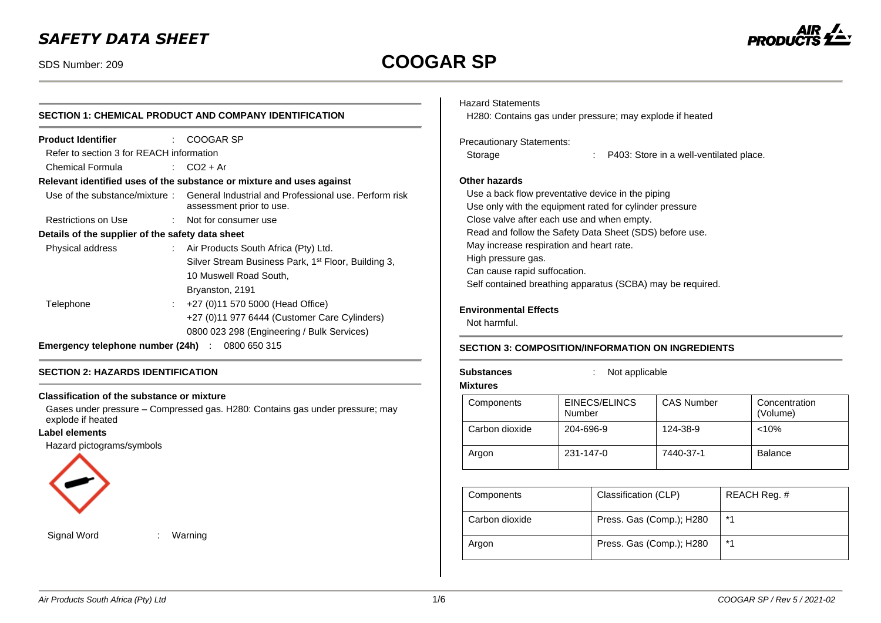# SAFETY DATA SHEET

SDS Number: 209

# COOGAR SP

## SECTION 1: CHEMICAL PRODUCT AND COMPANY IDENTIFICATION

**Product Identifier** : COOGAR SP

Refer to section 3 for REACH information

Chemical Formula : $CO_2$ + Ar

**Relevant identified uses of the substance or mixture and uses against**

Use of the substance/mixture : General Industrial and Professional use. Perform risk assessment prior to use.

Restrictions on Use : Not for consumer use

**Details of the supplier of the safety data sheet**

Physical address : Air Products South Africa (Pty) Ltd.
Silver Stream Business Park, 1st Floor, Building 3,
10 Muswell Road South,
Bryanston, 2191

Telephone : +27 (0)11 570 5000 (Head Office)
+27 (0)11 977 6444 (Customer Care Cylinders)
0800 023 298 (Engineering / Bulk Services)

**Emergency telephone number (24h)** : 0800 650 315

## SECTION 2: HAZARDS IDENTIFICATION

**Classification of the substance or mixture**

Gases under pressure – Compressed gas. H280: Contains gas under pressure; may explode if heated

**Label elements**

Hazard pictograms/symbols

Signal Word : Warning

Hazard Statements

H280: Contains gas under pressure; may explode if heated

Precautionary Statements:

Storage : P403: Store in a well-ventilated place.

**Other hazards**

Use a back flow preventative device in the piping
Use only with the equipment rated for cylinder pressure
Close valve after each use and when empty.
Read and follow the Safety Data Sheet (SDS) before use.
May increase respiration and heart rate.
High pressure gas.
Can cause rapid suffocation.
Self contained breathing apparatus (SCBA) may be required.

**Environmental Effects**

Not harmful.

## SECTION 3: COMPOSITION/INFORMATION ON INGREDIENTS

**Substances** : Not applicable

**Mixtures**

| Components | EINECS/ELINCS Number | CAS Number | Concentration (Volume) |
|---|---|---|---|
| Carbon dioxide | 204-696-9 | 124-38-9 | <10% |
| Argon | 231-147-0 | 7440-37-1 | Balance |

| Components | Classification (CLP) | REACH Reg. # |
|---|---|---|
| Carbon dioxide | Press. Gas (Comp.); H280 | *1 |
| Argon | Press. Gas (Comp.); H280 | *1 |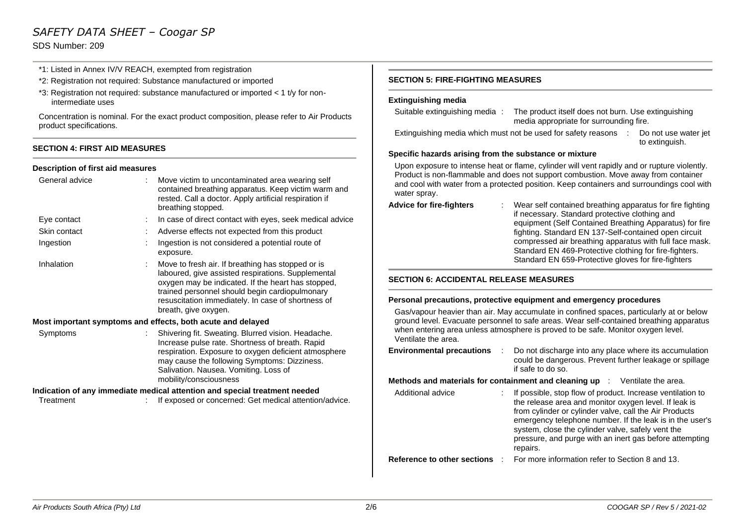\*1: Listed in Annex IV/V REACH, exempted from registration

\*2: Registration not required: Substance manufactured or imported

\*3: Registration not required: substance manufactured or imported < 1 t/y for non-intermediate uses

Concentration is nominal. For the exact product composition, please refer to Air Products product specifications.

## SECTION 4: FIRST AID MEASURES

### Description of first aid measures

| | | |
|---|---|---|
| General advice | : | Move victim to uncontaminated area wearing self contained breathing apparatus. Keep victim warm and rested. Call a doctor. Apply artificial respiration if breathing stopped. |
| Eye contact | : | In case of direct contact with eyes, seek medical advice |
| Skin contact | : | Adverse effects not expected from this product |
| Ingestion | : | Ingestion is not considered a potential route of exposure. |
| Inhalation | : | Move to fresh air. If breathing has stopped or is laboured, give assisted respirations. Supplemental oxygen may be indicated. If the heart has stopped, trained personnel should begin cardiopulmonary resuscitation immediately. In case of shortness of breath, give oxygen. |

### Most important symptoms and effects, both acute and delayed

| | | |
|---|---|---|
| Symptoms | : | Shivering fit. Sweating. Blurred vision. Headache. Increase pulse rate. Shortness of breath. Rapid respiration. Exposure to oxygen deficient atmosphere may cause the following Symptoms: Dizziness. Salivation. Nausea. Vomiting. Loss of mobility/consciousness |

### Indication of any immediate medical attention and special treatment needed

| | | |
|---|---|---|
| Treatment | : | If exposed or concerned: Get medical attention/advice. |

## SECTION 5: FIRE-FIGHTING MEASURES

### Extinguishing media

Suitable extinguishing media : The product itself does not burn. Use extinguishing media appropriate for surrounding fire.

Extinguishing media which must not be used for safety reasons : Do not use water jet to extinguish.

### Specific hazards arising from the substance or mixture

Upon exposure to intense heat or flame, cylinder will vent rapidly and or rupture violently. Product is non-flammable and does not support combustion. Move away from container and cool with water from a protected position. Keep containers and surroundings cool with water spray.

**Advice for fire-fighters** : Wear self contained breathing apparatus for fire fighting if necessary. Standard protective clothing and equipment (Self Contained Breathing Apparatus) for fire fighting. Standard EN 137-Self-contained open circuit compressed air breathing apparatus with full face mask. Standard EN 469-Protective clothing for fire-fighters. Standard EN 659-Protective gloves for fire-fighters

## SECTION 6: ACCIDENTAL RELEASE MEASURES

### Personal precautions, protective equipment and emergency procedures

Gas/vapour heavier than air. May accumulate in confined spaces, particularly at or below ground level. Evacuate personnel to safe areas. Wear self-contained breathing apparatus when entering area unless atmosphere is proved to be safe. Monitor oxygen level. Ventilate the area.

**Environmental precautions** : Do not discharge into any place where its accumulation could be dangerous. Prevent further leakage or spillage if safe to do so.

**Methods and materials for containment and cleaning up** : Ventilate the area.

| | | |
|---|---|---|
| Additional advice | : | If possible, stop flow of product. Increase ventilation to the release area and monitor oxygen level. If leak is from cylinder or cylinder valve, call the Air Products emergency telephone number. If the leak is in the user's system, close the cylinder valve, safely vent the pressure, and purge with an inert gas before attempting repairs. |

**Reference to other sections** : For more information refer to Section 8 and 13.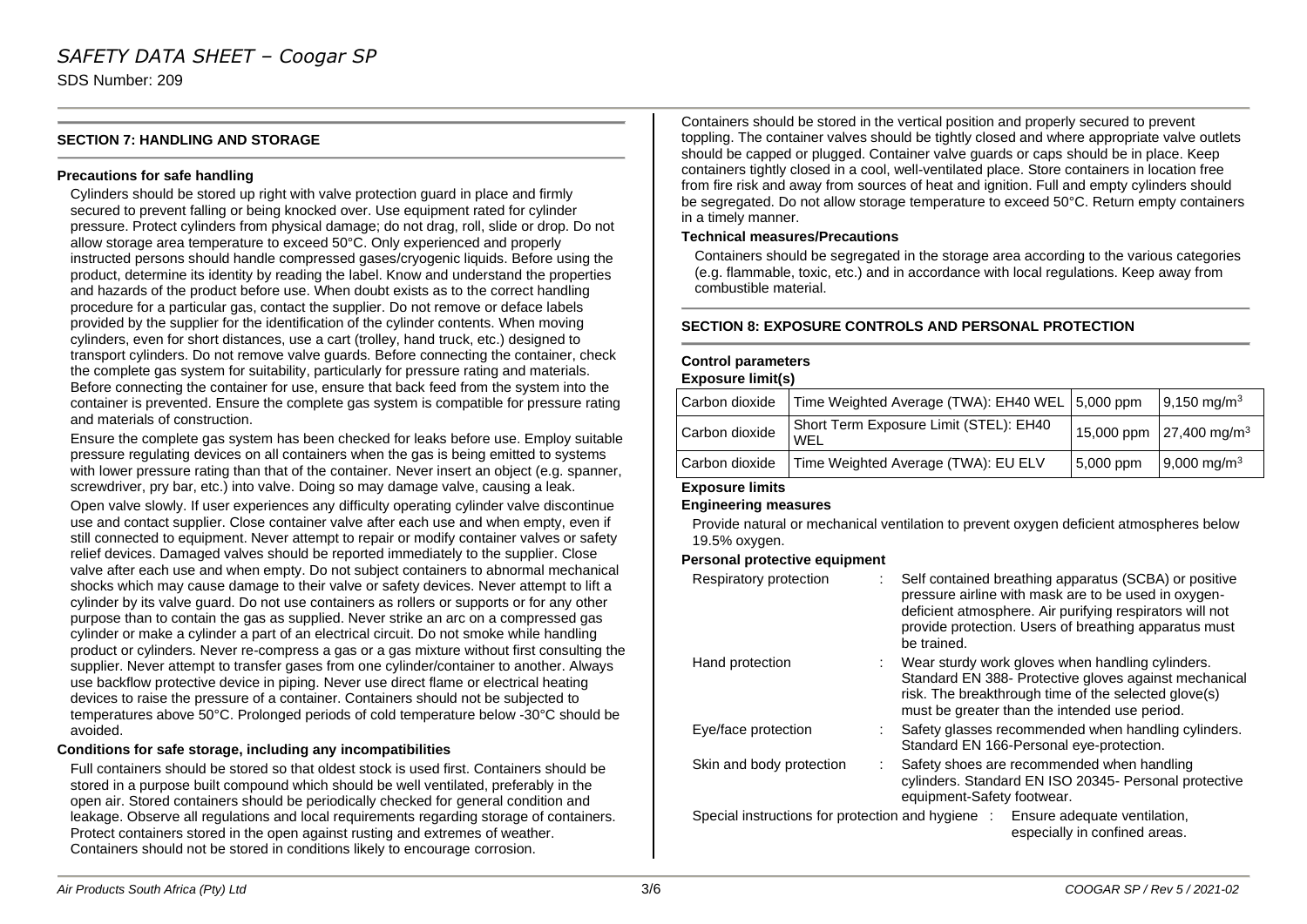## SECTION 7: HANDLING AND STORAGE

### Precautions for safe handling

Cylinders should be stored up right with valve protection guard in place and firmly secured to prevent falling or being knocked over. Use equipment rated for cylinder pressure. Protect cylinders from physical damage; do not drag, roll, slide or drop. Do not allow storage area temperature to exceed 50°C. Only experienced and properly instructed persons should handle compressed gases/cryogenic liquids. Before using the product, determine its identity by reading the label. Know and understand the properties and hazards of the product before use. When doubt exists as to the correct handling procedure for a particular gas, contact the supplier. Do not remove or deface labels provided by the supplier for the identification of the cylinder contents. When moving cylinders, even for short distances, use a cart (trolley, hand truck, etc.) designed to transport cylinders. Do not remove valve guards. Before connecting the container, check the complete gas system for suitability, particularly for pressure rating and materials. Before connecting the container for use, ensure that back feed from the system into the container is prevented. Ensure the complete gas system is compatible for pressure rating and materials of construction.

Ensure the complete gas system has been checked for leaks before use. Employ suitable pressure regulating devices on all containers when the gas is being emitted to systems with lower pressure rating than that of the container. Never insert an object (e.g. spanner, screwdriver, pry bar, etc.) into valve. Doing so may damage valve, causing a leak.

Open valve slowly. If user experiences any difficulty operating cylinder valve discontinue use and contact supplier. Close container valve after each use and when empty, even if still connected to equipment. Never attempt to repair or modify container valves or safety relief devices. Damaged valves should be reported immediately to the supplier. Close valve after each use and when empty. Do not subject containers to abnormal mechanical shocks which may cause damage to their valve or safety devices. Never attempt to lift a cylinder by its valve guard. Do not use containers as rollers or supports or for any other purpose than to contain the gas as supplied. Never strike an arc on a compressed gas cylinder or make a cylinder a part of an electrical circuit. Do not smoke while handling product or cylinders. Never re-compress a gas or a gas mixture without first consulting the supplier. Never attempt to transfer gases from one cylinder/container to another. Always use backflow protective device in piping. Never use direct flame or electrical heating devices to raise the pressure of a container. Containers should not be subjected to temperatures above 50°C. Prolonged periods of cold temperature below -30°C should be avoided.

### Conditions for safe storage, including any incompatibilities

Full containers should be stored so that oldest stock is used first. Containers should be stored in a purpose built compound which should be well ventilated, preferably in the open air. Stored containers should be periodically checked for general condition and leakage. Observe all regulations and local requirements regarding storage of containers. Protect containers stored in the open against rusting and extremes of weather. Containers should not be stored in conditions likely to encourage corrosion.

Containers should be stored in the vertical position and properly secured to prevent toppling. The container valves should be tightly closed and where appropriate valve outlets should be capped or plugged. Container valve guards or caps should be in place. Keep containers tightly closed in a cool, well-ventilated place. Store containers in location free from fire risk and away from sources of heat and ignition. Full and empty cylinders should be segregated. Do not allow storage temperature to exceed 50°C. Return empty containers in a timely manner.

### Technical measures/Precautions

Containers should be segregated in the storage area according to the various categories (e.g. flammable, toxic, etc.) and in accordance with local regulations. Keep away from combustible material.

## SECTION 8: EXPOSURE CONTROLS AND PERSONAL PROTECTION

### Control parameters

**Exposure limit(s)**

| | | | |
|---|---|---|---|
| Carbon dioxide | Time Weighted Average (TWA): EH40 WEL | 5,000 ppm | 9,150 mg/m³ |
| Carbon dioxide | Short Term Exposure Limit (STEL): EH40 WEL | 15,000 ppm | 27,400 mg/m³ |
| Carbon dioxide | Time Weighted Average (TWA): EU ELV | 5,000 ppm | 9,000 mg/m³ |

**Exposure limits**

**Engineering measures**

Provide natural or mechanical ventilation to prevent oxygen deficient atmospheres below 19.5% oxygen.

### Personal protective equipment

| | |
|---|---|
| Respiratory protection | Self contained breathing apparatus (SCBA) or positive pressure airline with mask are to be used in oxygen-deficient atmosphere. Air purifying respirators will not provide protection. Users of breathing apparatus must be trained. |
| Hand protection | Wear sturdy work gloves when handling cylinders. Standard EN 388- Protective gloves against mechanical risk. The breakthrough time of the selected glove(s) must be greater than the intended use period. |
| Eye/face protection | Safety glasses recommended when handling cylinders. Standard EN 166-Personal eye-protection. |
| Skin and body protection | Safety shoes are recommended when handling cylinders. Standard EN ISO 20345- Personal protective equipment-Safety footwear. |
| Special instructions for protection and hygiene | Ensure adequate ventilation, especially in confined areas. |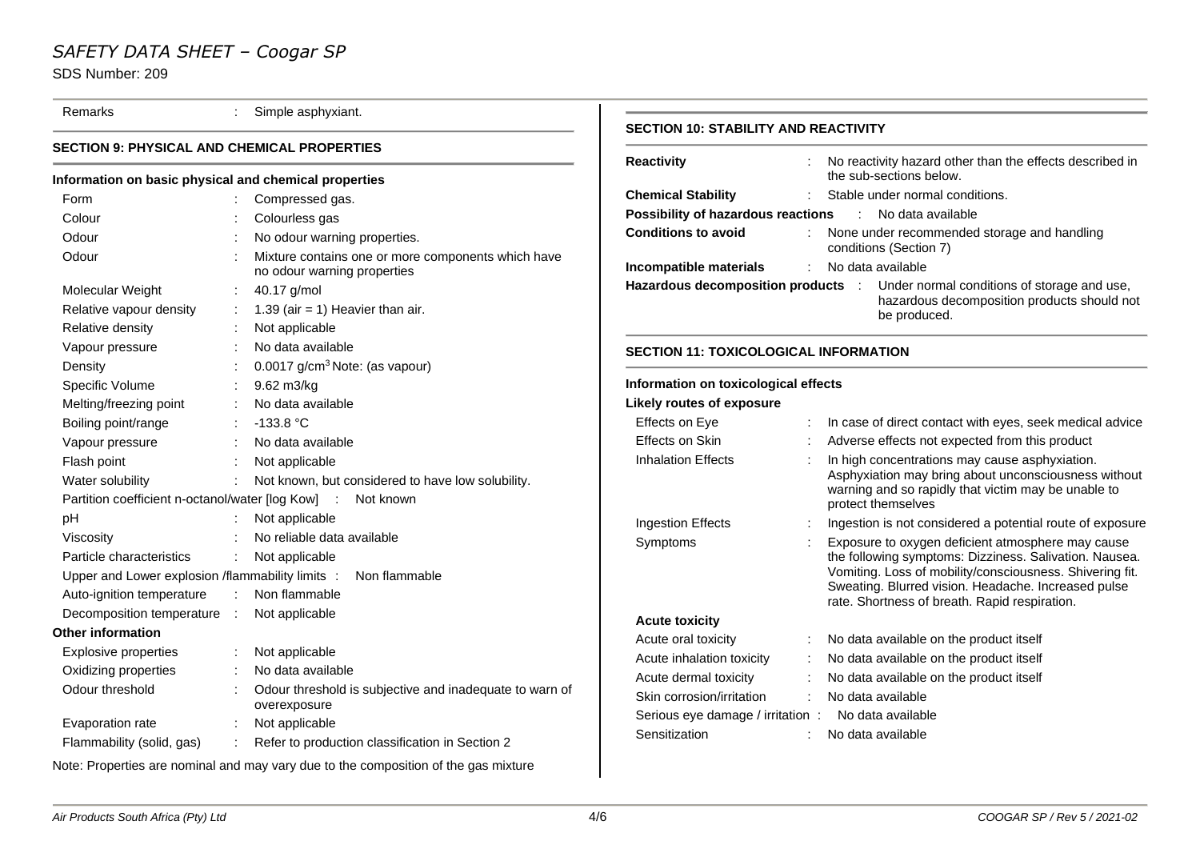| Remarks | : | Simple asphyxiant. |
|---|---|---|

## SECTION 9: PHYSICAL AND CHEMICAL PROPERTIES

### Information on basic physical and chemical properties

| Property | | Value |
|---|---|---|
| Form | : | Compressed gas. |
| Colour | : | Colourless gas |
| Odour | : | No odour warning properties. |
| Odour | : | Mixture contains one or more components which have no odour warning properties |
| Molecular Weight | : | 40.17 g/mol |
| Relative vapour density | : | 1.39 (air = 1) Heavier than air. |
| Relative density | : | Not applicable |
| Vapour pressure | : | No data available |
| Density | : | 0.0017 g/cm$^3$ Note: (as vapour) |
| Specific Volume | : | 9.62 m3/kg |
| Melting/freezing point | : | No data available |
| Boiling point/range | : | -133.8 °C |
| Vapour pressure | : | No data available |
| Flash point | : | Not applicable |
| Water solubility | : | Not known, but considered to have low solubility. |
| Partition coefficient n-octanol/water [log Kow] | : | Not known |
| pH | : | Not applicable |
| Viscosity | : | No reliable data available |
| Particle characteristics | : | Not applicable |
| Upper and Lower explosion /flammability limits | : | Non flammable |
| Auto-ignition temperature | : | Non flammable |
| Decomposition temperature | : | Not applicable |

### Other information

| Property | | Value |
|---|---|---|
| Explosive properties | : | Not applicable |
| Oxidizing properties | : | No data available |
| Odour threshold | : | Odour threshold is subjective and inadequate to warn of overexposure |
| Evaporation rate | : | Not applicable |
| Flammability (solid, gas) | : | Refer to production classification in Section 2 |

Note: Properties are nominal and may vary due to the composition of the gas mixture

## SECTION 10: STABILITY AND REACTIVITY

| | | |
|---|---|---|
| **Reactivity** | : | No reactivity hazard other than the effects described in the sub-sections below. |
| **Chemical Stability** | : | Stable under normal conditions. |
| **Possibility of hazardous reactions** | : | No data available |
| **Conditions to avoid** | : | None under recommended storage and handling conditions (Section 7) |
| **Incompatible materials** | : | No data available |
| **Hazardous decomposition products** | : | Under normal conditions of storage and use, hazardous decomposition products should not be produced. |

## SECTION 11: TOXICOLOGICAL INFORMATION

### Information on toxicological effects

**Likely routes of exposure**

| | | |
|---|---|---|
| Effects on Eye | : | In case of direct contact with eyes, seek medical advice |
| Effects on Skin | : | Adverse effects not expected from this product |
| Inhalation Effects | : | In high concentrations may cause asphyxiation. Asphyxiation may bring about unconsciousness without warning and so rapidly that victim may be unable to protect themselves |
| Ingestion Effects | : | Ingestion is not considered a potential route of exposure |
| Symptoms | : | Exposure to oxygen deficient atmosphere may cause the following symptoms: Dizziness. Salivation. Nausea. Vomiting. Loss of mobility/consciousness. Shivering fit. Sweating. Blurred vision. Headache. Increased pulse rate. Shortness of breath. Rapid respiration. |

**Acute toxicity**

| | | |
|---|---|---|
| Acute oral toxicity | : | No data available on the product itself |
| Acute inhalation toxicity | : | No data available on the product itself |
| Acute dermal toxicity | : | No data available on the product itself |
| Skin corrosion/irritation | : | No data available |
| Serious eye damage / irritation | : | No data available |
| Sensitization | : | No data available |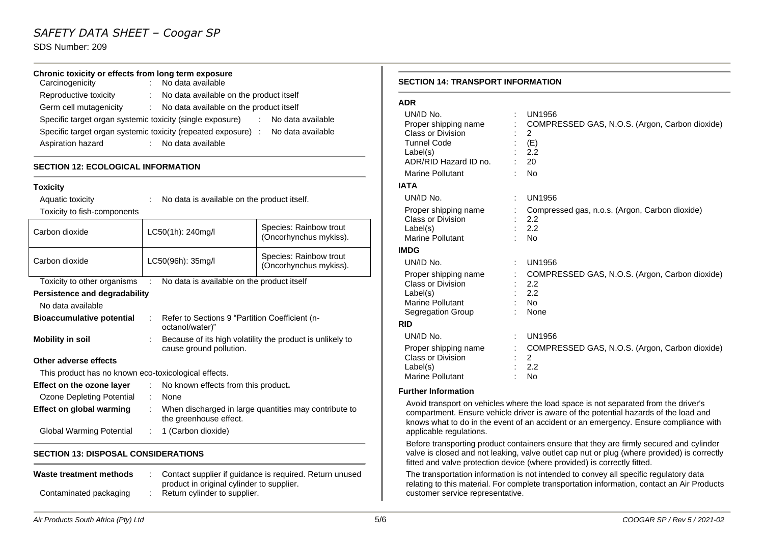**Chronic toxicity or effects from long term exposure**

| | | |
|---|---|---|
| Carcinogenicity | : | No data available |
| Reproductive toxicity | : | No data available on the product itself |
| Germ cell mutagenicity | : | No data available on the product itself |
| Specific target organ systemic toxicity (single exposure) | : | No data available |
| Specific target organ systemic toxicity (repeated exposure) | : | No data available |
| Aspiration hazard | : | No data available |

## SECTION 12: ECOLOGICAL INFORMATION

**Toxicity**

Aquatic toxicity : No data is available on the product itself.

Toxicity to fish-components

| | | |
|---|---|---|
| Carbon dioxide | LC50(1h): 240mg/l | Species: Rainbow trout (Oncorhynchus mykiss). |
| Carbon dioxide | LC50(96h): 35mg/l | Species: Rainbow trout (Oncorhynchus mykiss). |

Toxicity to other organisms : No data is available on the product itself

**Persistence and degradability**

No data available

**Bioaccumulative potential** : Refer to Sections 9 "Partition Coefficient (n-octanol/water)"

**Mobility in soil** : Because of its high volatility the product is unlikely to cause ground pollution.

**Other adverse effects**

This product has no known eco-toxicological effects.

**Effect on the ozone layer** : No known effects from this product**.**

Ozone Depleting Potential : None

**Effect on global warming** : When discharged in large quantities may contribute to the greenhouse effect.

Global Warming Potential : 1 (Carbon dioxide)

## SECTION 13: DISPOSAL CONSIDERATIONS

**Waste treatment methods** : Contact supplier if guidance is required. Return unused product in original cylinder to supplier.

Contaminated packaging : Return cylinder to supplier.

## SECTION 14: TRANSPORT INFORMATION

**ADR**

| | | |
|---|---|---|
| UN/ID No. | : | UN1956 |
| Proper shipping name | : | COMPRESSED GAS, N.O.S. (Argon, Carbon dioxide) |
| Class or Division | : | 2 |
| Tunnel Code | : | (E) |
| Label(s) | : | 2.2 |
| ADR/RID Hazard ID no. | : | 20 |
| Marine Pollutant | : | No |

**IATA**

| | | |
|---|---|---|
| UN/ID No. | : | UN1956 |
| Proper shipping name | : | Compressed gas, n.o.s. (Argon, Carbon dioxide) |
| Class or Division | : | 2.2 |
| Label(s) | : | 2.2 |
| Marine Pollutant | : | No |

**IMDG**

| | | |
|---|---|---|
| UN/ID No. | : | UN1956 |
| Proper shipping name | : | COMPRESSED GAS, N.O.S. (Argon, Carbon dioxide) |
| Class or Division | : | 2.2 |
| Label(s) | : | 2.2 |
| Marine Pollutant | : | No |
| Segregation Group | : | None |

**RID**

| | | |
|---|---|---|
| UN/ID No. | : | UN1956 |
| Proper shipping name | : | COMPRESSED GAS, N.O.S. (Argon, Carbon dioxide) |
| Class or Division | : | 2 |
| Label(s) | : | 2.2 |
| Marine Pollutant | : | No |

**Further Information**

Avoid transport on vehicles where the load space is not separated from the driver's compartment. Ensure vehicle driver is aware of the potential hazards of the load and knows what to do in the event of an accident or an emergency. Ensure compliance with applicable regulations.

Before transporting product containers ensure that they are firmly secured and cylinder valve is closed and not leaking, valve outlet cap nut or plug (where provided) is correctly fitted and valve protection device (where provided) is correctly fitted.

The transportation information is not intended to convey all specific regulatory data relating to this material. For complete transportation information, contact an Air Products customer service representative.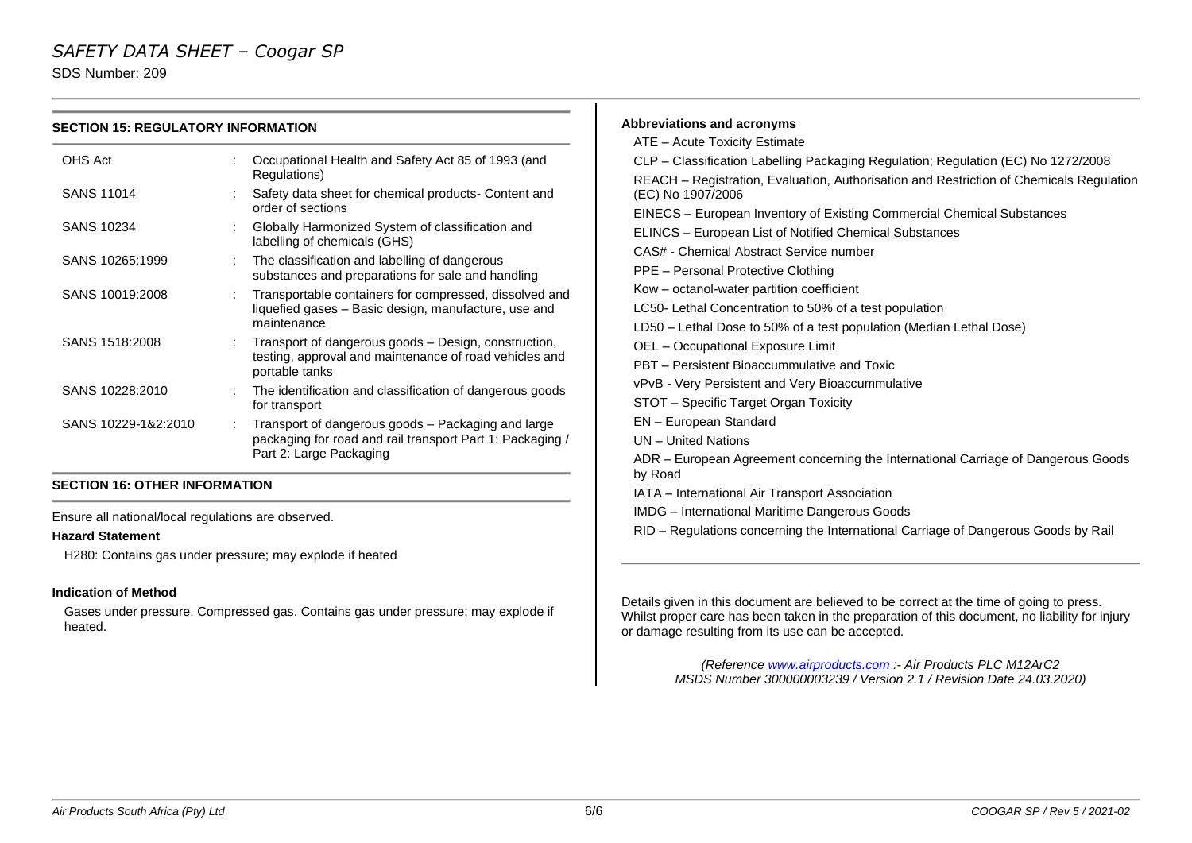## SECTION 15: REGULATORY INFORMATION

| | | |
|---|---|---|
| OHS Act | : | Occupational Health and Safety Act 85 of 1993 (and Regulations) |
| SANS 11014 | : | Safety data sheet for chemical products- Content and order of sections |
| SANS 10234 | : | Globally Harmonized System of classification and labelling of chemicals (GHS) |
| SANS 10265:1999 | : | The classification and labelling of dangerous substances and preparations for sale and handling |
| SANS 10019:2008 | : | Transportable containers for compressed, dissolved and liquefied gases – Basic design, manufacture, use and maintenance |
| SANS 1518:2008 | : | Transport of dangerous goods – Design, construction, testing, approval and maintenance of road vehicles and portable tanks |
| SANS 10228:2010 | : | The identification and classification of dangerous goods for transport |
| SANS 10229-1&2:2010 | : | Transport of dangerous goods – Packaging and large packaging for road and rail transport Part 1: Packaging / Part 2: Large Packaging |

## SECTION 16: OTHER INFORMATION

Ensure all national/local regulations are observed.

**Hazard Statement**

H280: Contains gas under pressure; may explode if heated

**Indication of Method**

Gases under pressure. Compressed gas. Contains gas under pressure; may explode if heated.

**Abbreviations and acronyms**

ATE – Acute Toxicity Estimate

CLP – Classification Labelling Packaging Regulation; Regulation (EC) No 1272/2008

REACH – Registration, Evaluation, Authorisation and Restriction of Chemicals Regulation (EC) No 1907/2006

EINECS – European Inventory of Existing Commercial Chemical Substances

ELINCS – European List of Notified Chemical Substances

CAS# - Chemical Abstract Service number

PPE – Personal Protective Clothing

Kow – octanol-water partition coefficient

LC50- Lethal Concentration to 50% of a test population

LD50 – Lethal Dose to 50% of a test population (Median Lethal Dose)

OEL – Occupational Exposure Limit

PBT – Persistent Bioaccummulative and Toxic

vPvB - Very Persistent and Very Bioaccummulative

STOT – Specific Target Organ Toxicity

EN – European Standard

UN – United Nations

ADR – European Agreement concerning the International Carriage of Dangerous Goods by Road

IATA – International Air Transport Association

IMDG – International Maritime Dangerous Goods

RID – Regulations concerning the International Carriage of Dangerous Goods by Rail

Details given in this document are believed to be correct at the time of going to press. Whilst proper care has been taken in the preparation of this document, no liability for injury or damage resulting from its use can be accepted.

*(Reference www.airproducts.com :- Air Products PLC M12ArC2 MSDS Number 300000003239 / Version 2.1 / Revision Date 24.03.2020)*